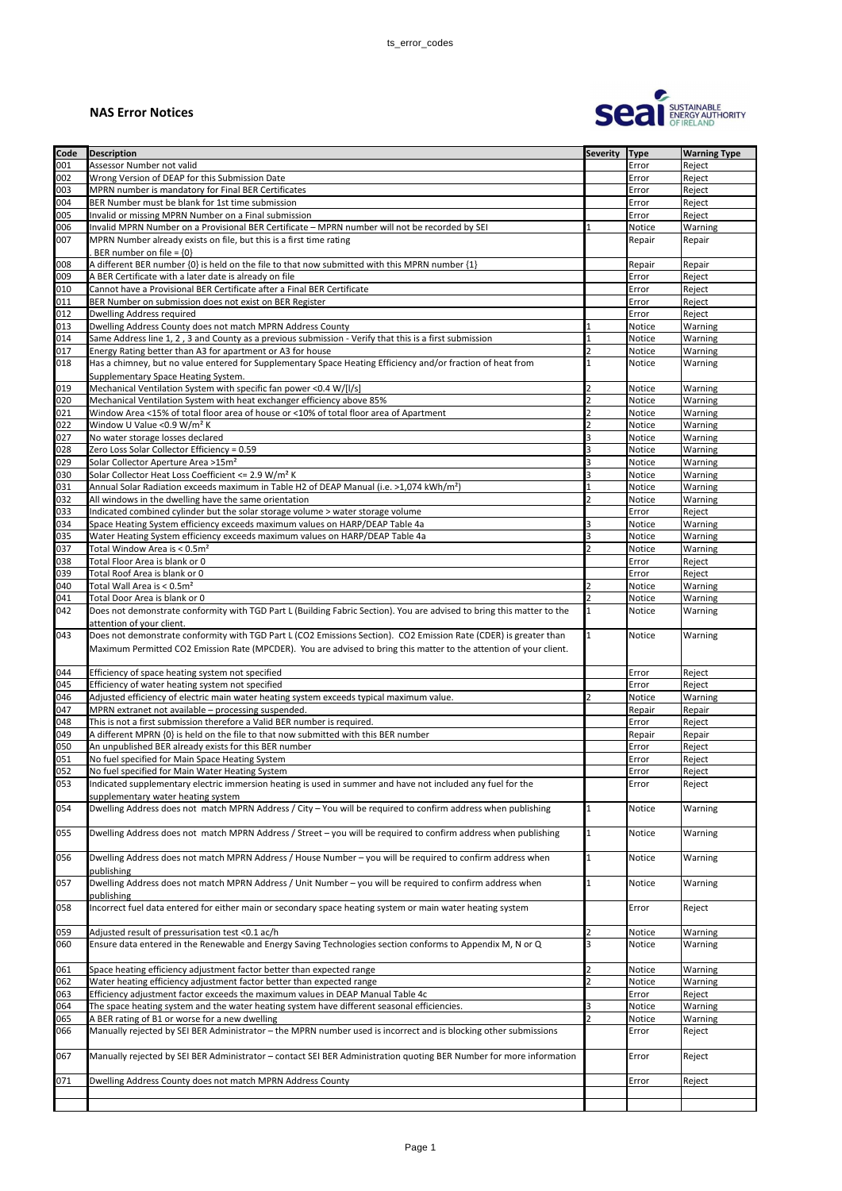## NAS Error Notices

| Code | Description | Severity | Type | Warning Type |
|---|---|---|---|---|
| 001 | Assessor Number not valid | | Error | Reject |
| 002 | Wrong Version of DEAP for this Submission Date | | Error | Reject |
| 003 | MPRN number is mandatory for Final BER Certificates | | Error | Reject |
| 004 | BER Number must be blank for 1st time submission | | Error | Reject |
| 005 | Invalid or missing MPRN Number on a Final submission | | Error | Reject |
| 006 | Invalid MPRN Number on a Provisional BER Certificate – MPRN number will not be recorded by SEI | 1 | Notice | Warning |
| 007 | MPRN Number already exists on file, but this is a first time rating . BER number on file = {0} | | Repair | Repair |
| 008 | A different BER number {0} is held on the file to that now submitted with this MPRN number {1} | | Repair | Repair |
| 009 | A BER Certificate with a later date is already on file | | Error | Reject |
| 010 | Cannot have a Provisional BER Certificate after a Final BER Certificate | | Error | Reject |
| 011 | BER Number on submission does not exist on BER Register | | Error | Reject |
| 012 | Dwelling Address required | | Error | Reject |
| 013 | Dwelling Address County does not match MPRN Address County | 1 | Notice | Warning |
| 014 | Same Address line 1, 2 , 3 and County as a previous submission - Verify that this is a first submission | 1 | Notice | Warning |
| 017 | Energy Rating better than A3 for apartment or A3 for house | 2 | Notice | Warning |
| 018 | Has a chimney, but no value entered for Supplementary Space Heating Efficiency and/or fraction of heat from Supplementary Space Heating System. | 1 | Notice | Warning |
| 019 | Mechanical Ventilation System with specific fan power <0.4 W/[l/s] | 2 | Notice | Warning |
| 020 | Mechanical Ventilation System with heat exchanger efficiency above 85% | 2 | Notice | Warning |
| 021 | Window Area <15% of total floor area of house or <10% of total floor area of Apartment | 2 | Notice | Warning |
| 022 | Window U Value <0.9 W/m² K | 2 | Notice | Warning |
| 027 | No water storage losses declared | 3 | Notice | Warning |
| 028 | Zero Loss Solar Collector Efficiency = 0.59 | 3 | Notice | Warning |
| 029 | Solar Collector Aperture Area >15m² | 3 | Notice | Warning |
| 030 | Solar Collector Heat Loss Coefficient <= 2.9 W/m² K | 3 | Notice | Warning |
| 031 | Annual Solar Radiation exceeds maximum in Table H2 of DEAP Manual (i.e. >1,074 kWh/m²) | 1 | Notice | Warning |
| 032 | All windows in the dwelling have the same orientation | 2 | Notice | Warning |
| 033 | Indicated combined cylinder but the solar storage volume > water storage volume | | Error | Reject |
| 034 | Space Heating System efficiency exceeds maximum values on HARP/DEAP Table 4a | 3 | Notice | Warning |
| 035 | Water Heating System efficiency exceeds maximum values on HARP/DEAP Table 4a | 3 | Notice | Warning |
| 037 | Total Window Area is < 0.5m² | 2 | Notice | Warning |
| 038 | Total Floor Area is blank or 0 | | Error | Reject |
| 039 | Total Roof Area is blank or 0 | | Error | Reject |
| 040 | Total Wall Area is < 0.5m² | 2 | Notice | Warning |
| 041 | Total Door Area is blank or 0 | 2 | Notice | Warning |
| 042 | Does not demonstrate conformity with TGD Part L (Building Fabric Section). You are advised to bring this matter to the attention of your client. | 1 | Notice | Warning |
| 043 | Does not demonstrate conformity with TGD Part L (CO2 Emissions Section). CO2 Emission Rate (CDER) is greater than Maximum Permitted CO2 Emission Rate (MPCDER). You are advised to bring this matter to the attention of your client. | 1 | Notice | Warning |
| 044 | Efficiency of space heating system not specified | | Error | Reject |
| 045 | Efficiency of water heating system not specified | | Error | Reject |
| 046 | Adjusted efficiency of electric main water heating system exceeds typical maximum value. | 2 | Notice | Warning |
| 047 | MPRN extranet not available – processing suspended. | | Repair | Repair |
| 048 | This is not a first submission therefore a Valid BER number is required. | | Error | Reject |
| 049 | A different MPRN {0} is held on the file to that now submitted with this BER number | | Repair | Repair |
| 050 | An unpublished BER already exists for this BER number | | Error | Reject |
| 051 | No fuel specified for Main Space Heating System | | Error | Reject |
| 052 | No fuel specified for Main Water Heating System | | Error | Reject |
| 053 | Indicated supplementary electric immersion heating is used in summer and have not included any fuel for the supplementary water heating system | | Error | Reject |
| 054 | Dwelling Address does not match MPRN Address / City – You will be required to confirm address when publishing | 1 | Notice | Warning |
| 055 | Dwelling Address does not match MPRN Address / Street – you will be required to confirm address when publishing | 1 | Notice | Warning |
| 056 | Dwelling Address does not match MPRN Address / House Number – you will be required to confirm address when publishing | 1 | Notice | Warning |
| 057 | Dwelling Address does not match MPRN Address / Unit Number – you will be required to confirm address when publishing | 1 | Notice | Warning |
| 058 | Incorrect fuel data entered for either main or secondary space heating system or main water heating system | | Error | Reject |
| 059 | Adjusted result of pressurisation test <0.1 ac/h | 2 | Notice | Warning |
| 060 | Ensure data entered in the Renewable and Energy Saving Technologies section conforms to Appendix M, N or Q | 3 | Notice | Warning |
| 061 | Space heating efficiency adjustment factor better than expected range | 2 | Notice | Warning |
| 062 | Water heating efficiency adjustment factor better than expected range | 2 | Notice | Warning |
| 063 | Efficiency adjustment factor exceeds the maximum values in DEAP Manual Table 4c | | Error | Reject |
| 064 | The space heating system and the water heating system have different seasonal efficiencies. | 3 | Notice | Warning |
| 065 | A BER rating of B1 or worse for a new dwelling | 2 | Notice | Warning |
| 066 | Manually rejected by SEI BER Administrator – the MPRN number used is incorrect and is blocking other submissions | | Error | Reject |
| 067 | Manually rejected by SEI BER Administrator – contact SEI BER Administration quoting BER Number for more information | | Error | Reject |
| 071 | Dwelling Address County does not match MPRN Address County | | Error | Reject |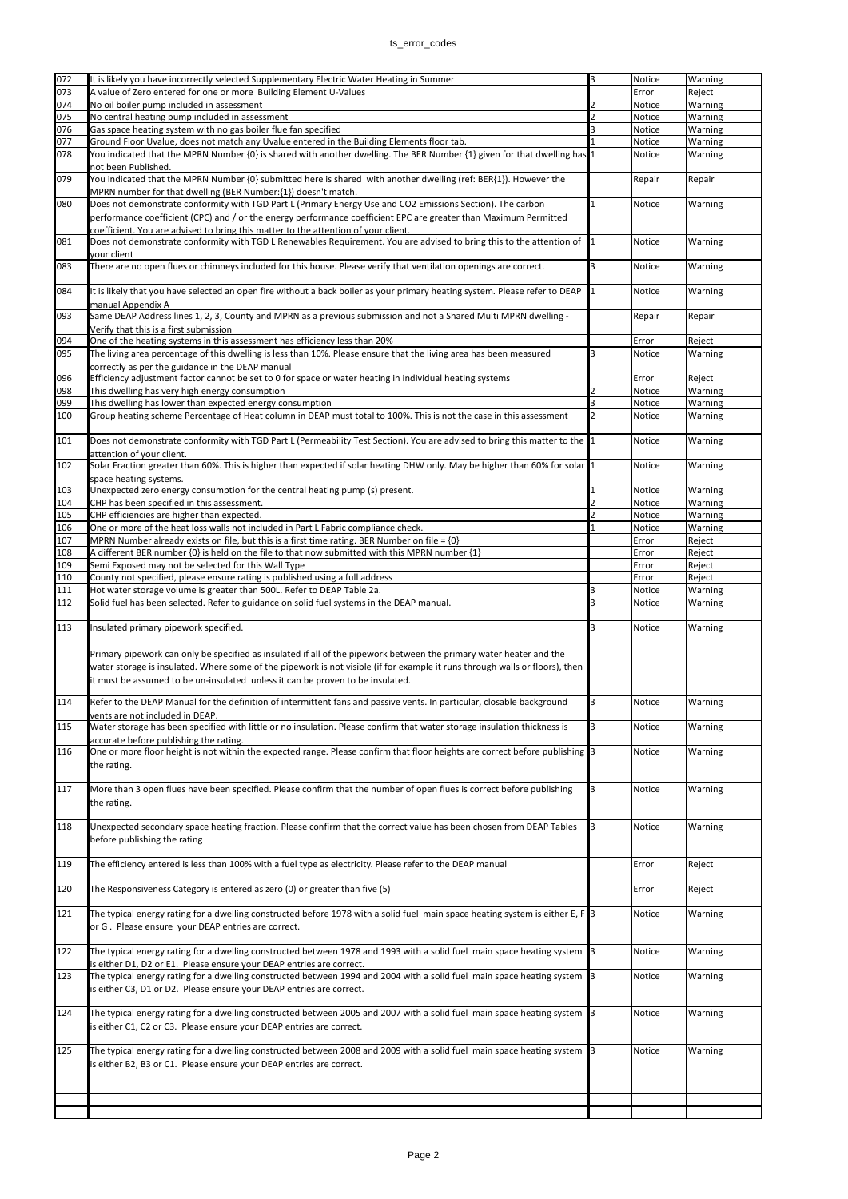| | | | | |
|---|---|---|---|---|
| 072 | It is likely you have incorrectly selected Supplementary Electric Water Heating in Summer | 3 | Notice | Warning |
| 073 | A value of Zero entered for one or more Building Element U-Values | | Error | Reject |
| 074 | No oil boiler pump included in assessment | 2 | Notice | Warning |
| 075 | No central heating pump included in assessment | 2 | Notice | Warning |
| 076 | Gas space heating system with no gas boiler flue fan specified | 3 | Notice | Warning |
| 077 | Ground Floor Uvalue, does not match any Uvalue entered in the Building Elements floor tab. | 1 | Notice | Warning |
| 078 | You indicated that the MPRN Number {0} is shared with another dwelling. The BER Number {1} given for that dwelling has not been Published. | 1 | Notice | Warning |
| 079 | You indicated that the MPRN Number {0} submitted here is shared with another dwelling (ref: BER{1}). However the MPRN number for that dwelling (BER Number:{1}) doesn't match. | | Repair | Repair |
| 080 | Does not demonstrate conformity with TGD Part L (Primary Energy Use and CO2 Emissions Section). The carbon performance coefficient (CPC) and / or the energy performance coefficient EPC are greater than Maximum Permitted coefficient. You are advised to bring this matter to the attention of your client. | 1 | Notice | Warning |
| 081 | Does not demonstrate conformity with TGD L Renewables Requirement. You are advised to bring this to the attention of your client | 1 | Notice | Warning |
| 083 | There are no open flues or chimneys included for this house. Please verify that ventilation openings are correct. | 3 | Notice | Warning |
| 084 | It is likely that you have selected an open fire without a back boiler as your primary heating system. Please refer to DEAP manual Appendix A | 1 | Notice | Warning |
| 093 | Same DEAP Address lines 1, 2, 3, County and MPRN as a previous submission and not a Shared Multi MPRN dwelling - Verify that this is a first submission | | Repair | Repair |
| 094 | One of the heating systems in this assessment has efficiency less than 20% | | Error | Reject |
| 095 | The living area percentage of this dwelling is less than 10%. Please ensure that the living area has been measured correctly as per the guidance in the DEAP manual | 3 | Notice | Warning |
| 096 | Efficiency adjustment factor cannot be set to 0 for space or water heating in individual heating systems | | Error | Reject |
| 098 | This dwelling has very high energy consumption | 2 | Notice | Warning |
| 099 | This dwelling has lower than expected energy consumption | 3 | Notice | Warning |
| 100 | Group heating scheme Percentage of Heat column in DEAP must total to 100%. This is not the case in this assessment | 2 | Notice | Warning |
| 101 | Does not demonstrate conformity with TGD Part L (Permeability Test Section). You are advised to bring this matter to the attention of your client. | 1 | Notice | Warning |
| 102 | Solar Fraction greater than 60%. This is higher than expected if solar heating DHW only. May be higher than 60% for solar space heating systems. | 1 | Notice | Warning |
| 103 | Unexpected zero energy consumption for the central heating pump (s) present. | 1 | Notice | Warning |
| 104 | CHP has been specified in this assessment. | 2 | Notice | Warning |
| 105 | CHP efficiencies are higher than expected. | 2 | Notice | Warning |
| 106 | One or more of the heat loss walls not included in Part L Fabric compliance check. | 1 | Notice | Warning |
| 107 | MPRN Number already exists on file, but this is a first time rating. BER Number on file = {0} | | Error | Reject |
| 108 | A different BER number {0} is held on the file to that now submitted with this MPRN number {1} | | Error | Reject |
| 109 | Semi Exposed may not be selected for this Wall Type | | Error | Reject |
| 110 | County not specified, please ensure rating is published using a full address | | Error | Reject |
| 111 | Hot water storage volume is greater than 500L. Refer to DEAP Table 2a. | 3 | Notice | Warning |
| 112 | Solid fuel has been selected. Refer to guidance on solid fuel systems in the DEAP manual. | 3 | Notice | Warning |
| 113 | Insulated primary pipework specified.<br><br>Primary pipework can only be specified as insulated if all of the pipework between the primary water heater and the water storage is insulated. Where some of the pipework is not visible (if for example it runs through walls or floors), then it must be assumed to be un-insulated unless it can be proven to be insulated. | 3 | Notice | Warning |
| 114 | Refer to the DEAP Manual for the definition of intermittent fans and passive vents. In particular, closable background vents are not included in DEAP. | 3 | Notice | Warning |
| 115 | Water storage has been specified with little or no insulation. Please confirm that water storage insulation thickness is accurate before publishing the rating. | 3 | Notice | Warning |
| 116 | One or more floor height is not within the expected range. Please confirm that floor heights are correct before publishing the rating. | 3 | Notice | Warning |
| 117 | More than 3 open flues have been specified. Please confirm that the number of open flues is correct before publishing the rating. | 3 | Notice | Warning |
| 118 | Unexpected secondary space heating fraction. Please confirm that the correct value has been chosen from DEAP Tables before publishing the rating | 3 | Notice | Warning |
| 119 | The efficiency entered is less than 100% with a fuel type as electricity. Please refer to the DEAP manual | | Error | Reject |
| 120 | The Responsiveness Category is entered as zero (0) or greater than five (5) | | Error | Reject |
| 121 | The typical energy rating for a dwelling constructed before 1978 with a solid fuel main space heating system is either E, F or G . Please ensure your DEAP entries are correct. | 3 | Notice | Warning |
| 122 | The typical energy rating for a dwelling constructed between 1978 and 1993 with a solid fuel main space heating system is either D1, D2 or E1. Please ensure your DEAP entries are correct. | 3 | Notice | Warning |
| 123 | The typical energy rating for a dwelling constructed between 1994 and 2004 with a solid fuel main space heating system is either C3, D1 or D2. Please ensure your DEAP entries are correct. | 3 | Notice | Warning |
| 124 | The typical energy rating for a dwelling constructed between 2005 and 2007 with a solid fuel main space heating system is either C1, C2 or C3. Please ensure your DEAP entries are correct. | 3 | Notice | Warning |
| 125 | The typical energy rating for a dwelling constructed between 2008 and 2009 with a solid fuel main space heating system is either B2, B3 or C1. Please ensure your DEAP entries are correct. | 3 | Notice | Warning |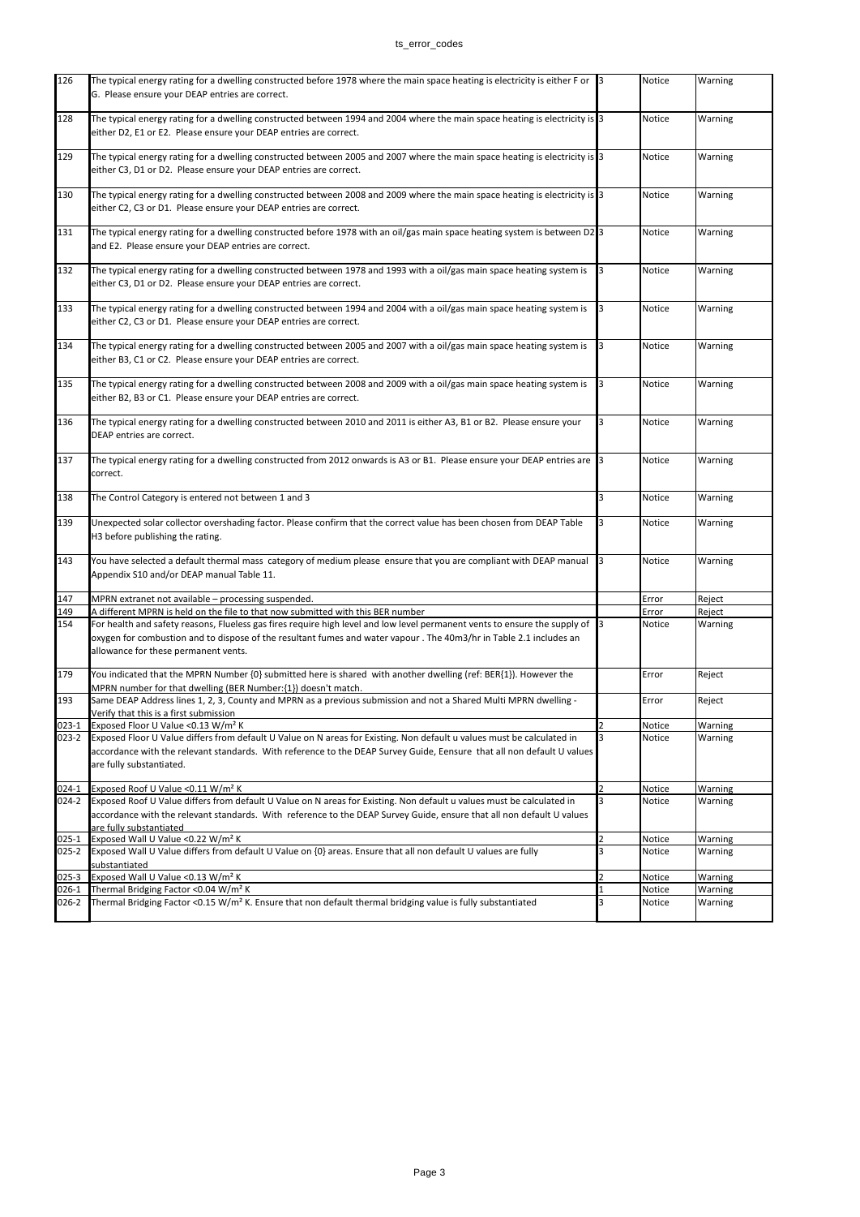| | | | | |
|---|---|---|---|---|
| 126 | The typical energy rating for a dwelling constructed before 1978 where the main space heating is electricity is either F or G. Please ensure your DEAP entries are correct. | 3 | Notice | Warning |
| 128 | The typical energy rating for a dwelling constructed between 1994 and 2004 where the main space heating is electricity is either D2, E1 or E2. Please ensure your DEAP entries are correct. | 3 | Notice | Warning |
| 129 | The typical energy rating for a dwelling constructed between 2005 and 2007 where the main space heating is electricity is either C3, D1 or D2. Please ensure your DEAP entries are correct. | 3 | Notice | Warning |
| 130 | The typical energy rating for a dwelling constructed between 2008 and 2009 where the main space heating is electricity is either C2, C3 or D1. Please ensure your DEAP entries are correct. | 3 | Notice | Warning |
| 131 | The typical energy rating for a dwelling constructed before 1978 with an oil/gas main space heating system is between D2 and E2. Please ensure your DEAP entries are correct. | 3 | Notice | Warning |
| 132 | The typical energy rating for a dwelling constructed between 1978 and 1993 with a oil/gas main space heating system is either C3, D1 or D2. Please ensure your DEAP entries are correct. | 3 | Notice | Warning |
| 133 | The typical energy rating for a dwelling constructed between 1994 and 2004 with a oil/gas main space heating system is either C2, C3 or D1. Please ensure your DEAP entries are correct. | 3 | Notice | Warning |
| 134 | The typical energy rating for a dwelling constructed between 2005 and 2007 with a oil/gas main space heating system is either B3, C1 or C2. Please ensure your DEAP entries are correct. | 3 | Notice | Warning |
| 135 | The typical energy rating for a dwelling constructed between 2008 and 2009 with a oil/gas main space heating system is either B2, B3 or C1. Please ensure your DEAP entries are correct. | 3 | Notice | Warning |
| 136 | The typical energy rating for a dwelling constructed between 2010 and 2011 is either A3, B1 or B2. Please ensure your DEAP entries are correct. | 3 | Notice | Warning |
| 137 | The typical energy rating for a dwelling constructed from 2012 onwards is A3 or B1. Please ensure your DEAP entries are correct. | 3 | Notice | Warning |
| 138 | The Control Category is entered not between 1 and 3 | 3 | Notice | Warning |
| 139 | Unexpected solar collector overshading factor. Please confirm that the correct value has been chosen from DEAP Table H3 before publishing the rating. | 3 | Notice | Warning |
| 143 | You have selected a default thermal mass category of medium please ensure that you are compliant with DEAP manual Appendix S10 and/or DEAP manual Table 11. | 3 | Notice | Warning |
| 147 | MPRN extranet not available – processing suspended. | | Error | Reject |
| 149 | A different MPRN is held on the file to that now submitted with this BER number | | Error | Reject |
| 154 | For health and safety reasons, Flueless gas fires require high level and low level permanent vents to ensure the supply of oxygen for combustion and to dispose of the resultant fumes and water vapour . The 40m3/hr in Table 2.1 includes an allowance for these permanent vents. | 3 | Notice | Warning |
| 179 | You indicated that the MPRN Number {0} submitted here is shared with another dwelling (ref: BER{1}). However the MPRN number for that dwelling (BER Number:{1}) doesn't match. | | Error | Reject |
| 193 | Same DEAP Address lines 1, 2, 3, County and MPRN as a previous submission and not a Shared Multi MPRN dwelling - Verify that this is a first submission | | Error | Reject |
| 023-1 | Exposed Floor U Value <0.13 W/m² K | 2 | Notice | Warning |
| 023-2 | Exposed Floor U Value differs from default U Value on N areas for Existing. Non default u values must be calculated in accordance with the relevant standards. With reference to the DEAP Survey Guide, Eensure that all non default U values are fully substantiated. | 3 | Notice | Warning |
| 024-1 | Exposed Roof U Value <0.11 W/m² K | 2 | Notice | Warning |
| 024-2 | Exposed Roof U Value differs from default U Value on N areas for Existing. Non default u values must be calculated in accordance with the relevant standards. With reference to the DEAP Survey Guide, ensure that all non default U values are fully substantiated | 3 | Notice | Warning |
| 025-1 | Exposed Wall U Value <0.22 W/m² K | 2 | Notice | Warning |
| 025-2 | Exposed Wall U Value differs from default U Value on {0} areas. Ensure that all non default U values are fully substantiated | 3 | Notice | Warning |
| 025-3 | Exposed Wall U Value <0.13 W/m² K | 2 | Notice | Warning |
| 026-1 | Thermal Bridging Factor <0.04 W/m² K | 1 | Notice | Warning |
| 026-2 | Thermal Bridging Factor <0.15 W/m² K. Ensure that non default thermal bridging value is fully substantiated | 3 | Notice | Warning |